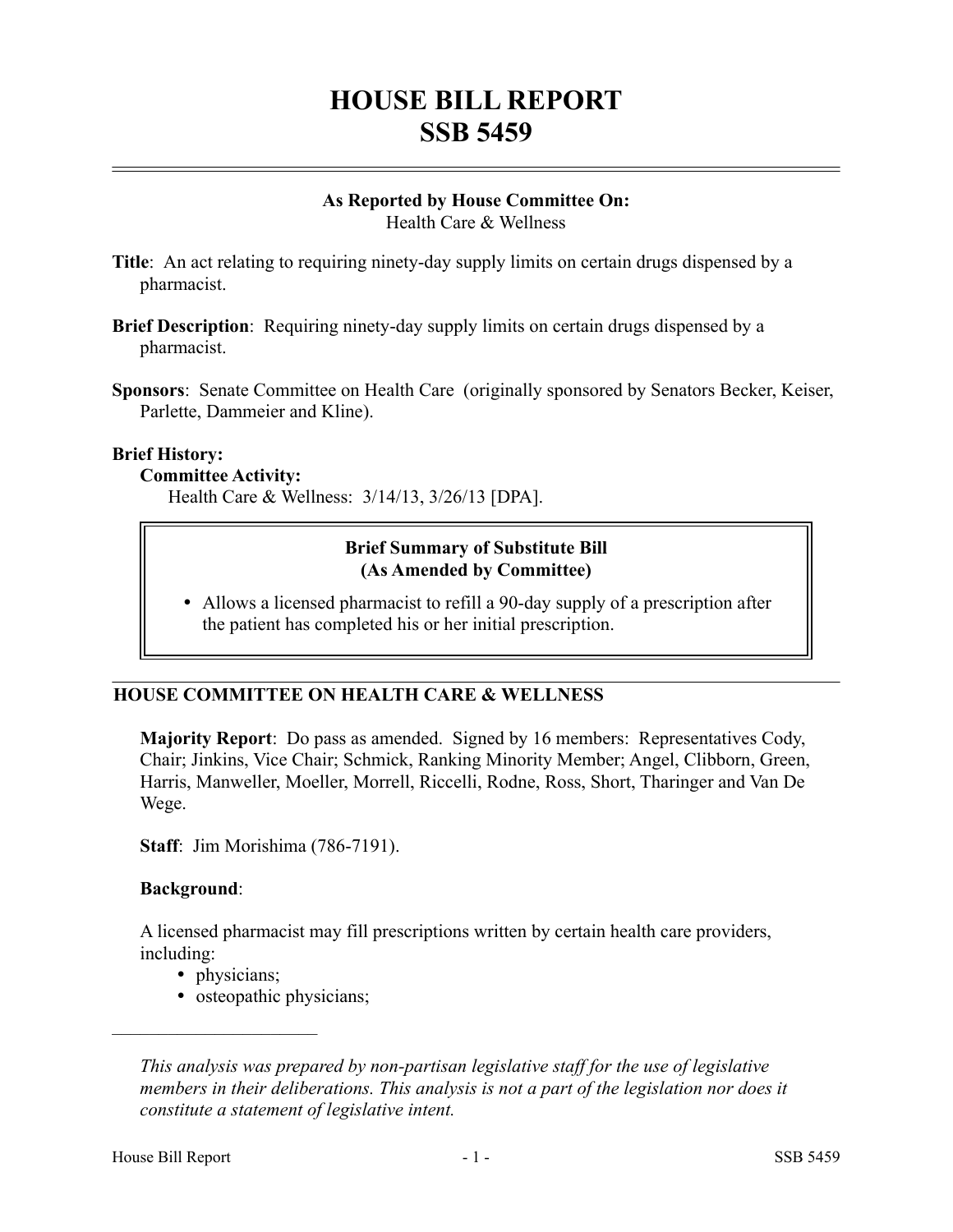# HOUSE BILL REPORT
# SSB 5459

**As Reported by House Committee On:**
Health Care & Wellness

**Title**: An act relating to requiring ninety-day supply limits on certain drugs dispensed by a pharmacist.

**Brief Description**: Requiring ninety-day supply limits on certain drugs dispensed by a pharmacist.

**Sponsors**: Senate Committee on Health Care (originally sponsored by Senators Becker, Keiser, Parlette, Dammeier and Kline).

**Brief History:**

**Committee Activity:**

Health Care & Wellness: 3/14/13, 3/26/13 [DPA].

**Brief Summary of Substitute Bill**
**(As Amended by Committee)**

- Allows a licensed pharmacist to refill a 90-day supply of a prescription after the patient has completed his or her initial prescription.

## HOUSE COMMITTEE ON HEALTH CARE & WELLNESS

**Majority Report**: Do pass as amended. Signed by 16 members: Representatives Cody, Chair; Jinkins, Vice Chair; Schmick, Ranking Minority Member; Angel, Clibborn, Green, Harris, Manweller, Moeller, Morrell, Riccelli, Rodne, Ross, Short, Tharinger and Van De Wege.

**Staff**: Jim Morishima (786-7191).

**Background**:

A licensed pharmacist may fill prescriptions written by certain health care providers, including:

- physicians;
- osteopathic physicians;

---

*This analysis was prepared by non-partisan legislative staff for the use of legislative members in their deliberations. This analysis is not a part of the legislation nor does it constitute a statement of legislative intent.*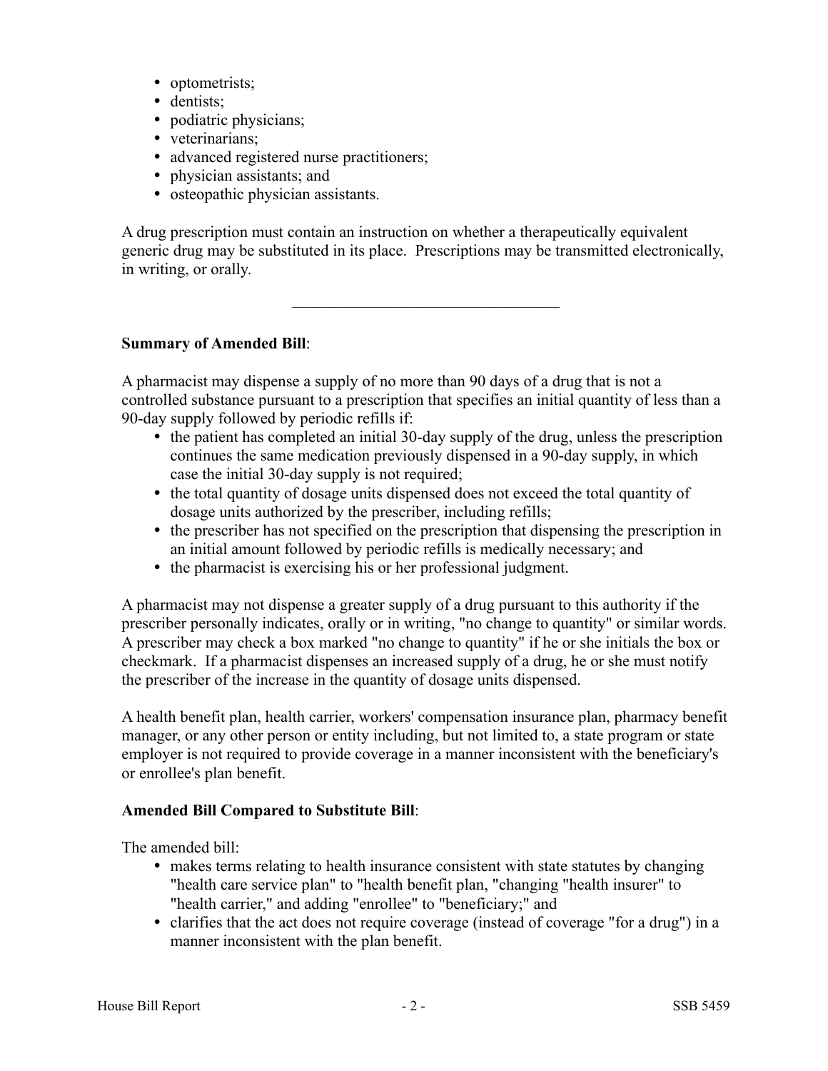- optometrists;
- dentists;
- podiatric physicians;
- veterinarians;
- advanced registered nurse practitioners;
- physician assistants; and
- osteopathic physician assistants.

A drug prescription must contain an instruction on whether a therapeutically equivalent generic drug may be substituted in its place. Prescriptions may be transmitted electronically, in writing, or orally.

---

**Summary of Amended Bill**:

A pharmacist may dispense a supply of no more than 90 days of a drug that is not a controlled substance pursuant to a prescription that specifies an initial quantity of less than a 90-day supply followed by periodic refills if:

- the patient has completed an initial 30-day supply of the drug, unless the prescription continues the same medication previously dispensed in a 90-day supply, in which case the initial 30-day supply is not required;
- the total quantity of dosage units dispensed does not exceed the total quantity of dosage units authorized by the prescriber, including refills;
- the prescriber has not specified on the prescription that dispensing the prescription in an initial amount followed by periodic refills is medically necessary; and
- the pharmacist is exercising his or her professional judgment.

A pharmacist may not dispense a greater supply of a drug pursuant to this authority if the prescriber personally indicates, orally or in writing, "no change to quantity" or similar words. A prescriber may check a box marked "no change to quantity" if he or she initials the box or checkmark. If a pharmacist dispenses an increased supply of a drug, he or she must notify the prescriber of the increase in the quantity of dosage units dispensed.

A health benefit plan, health carrier, workers' compensation insurance plan, pharmacy benefit manager, or any other person or entity including, but not limited to, a state program or state employer is not required to provide coverage in a manner inconsistent with the beneficiary's or enrollee's plan benefit.

**Amended Bill Compared to Substitute Bill**:

The amended bill:

- makes terms relating to health insurance consistent with state statutes by changing "health care service plan" to "health benefit plan, "changing "health insurer" to "health carrier," and adding "enrollee" to "beneficiary;" and
- clarifies that the act does not require coverage (instead of coverage "for a drug") in a manner inconsistent with the plan benefit.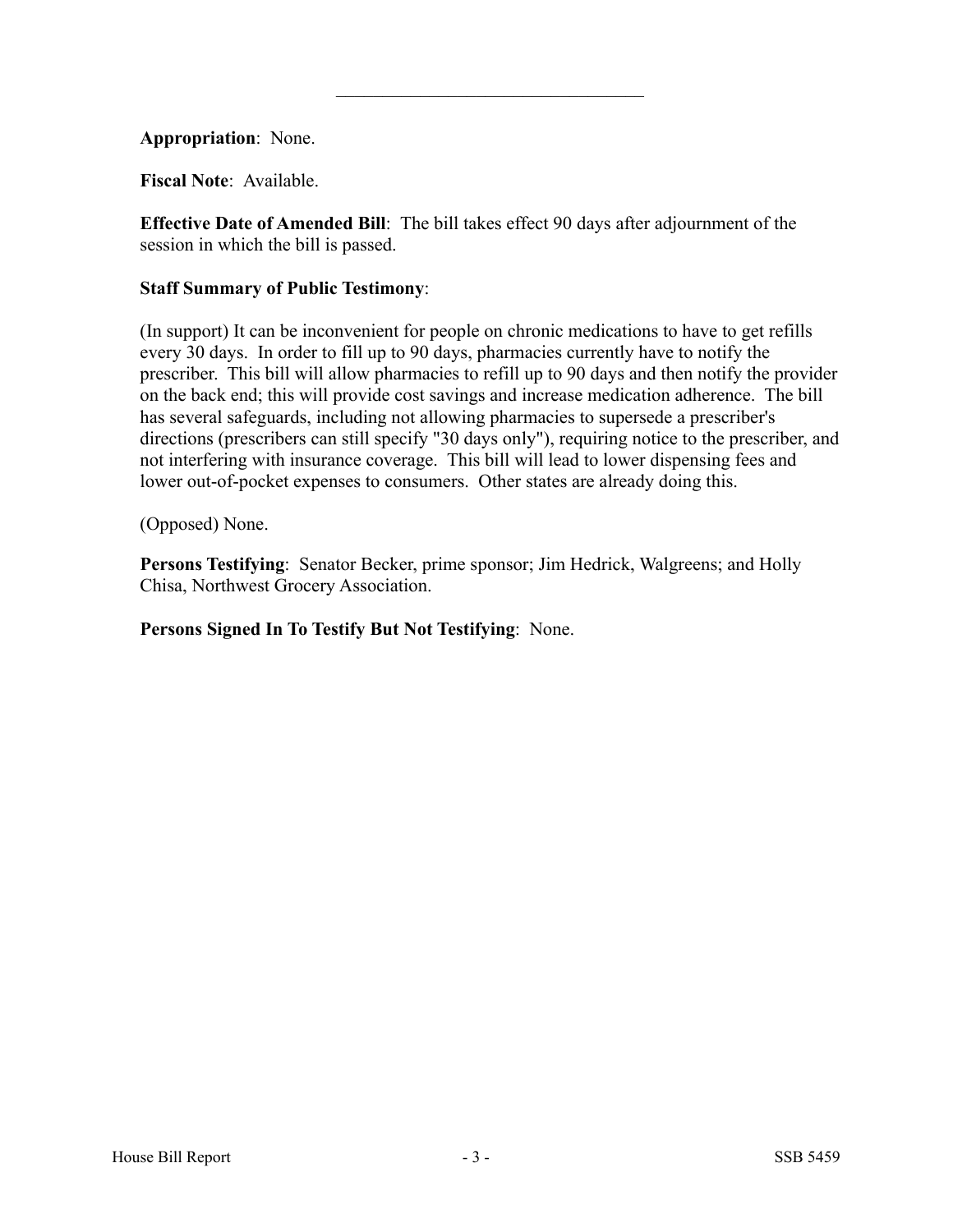---

**Appropriation**: None.

**Fiscal Note**: Available.

**Effective Date of Amended Bill**: The bill takes effect 90 days after adjournment of the session in which the bill is passed.

**Staff Summary of Public Testimony**:

(In support) It can be inconvenient for people on chronic medications to have to get refills every 30 days. In order to fill up to 90 days, pharmacies currently have to notify the prescriber. This bill will allow pharmacies to refill up to 90 days and then notify the provider on the back end; this will provide cost savings and increase medication adherence. The bill has several safeguards, including not allowing pharmacies to supersede a prescriber's directions (prescribers can still specify "30 days only"), requiring notice to the prescriber, and not interfering with insurance coverage. This bill will lead to lower dispensing fees and lower out-of-pocket expenses to consumers. Other states are already doing this.

(Opposed) None.

**Persons Testifying**: Senator Becker, prime sponsor; Jim Hedrick, Walgreens; and Holly Chisa, Northwest Grocery Association.

**Persons Signed In To Testify But Not Testifying**: None.